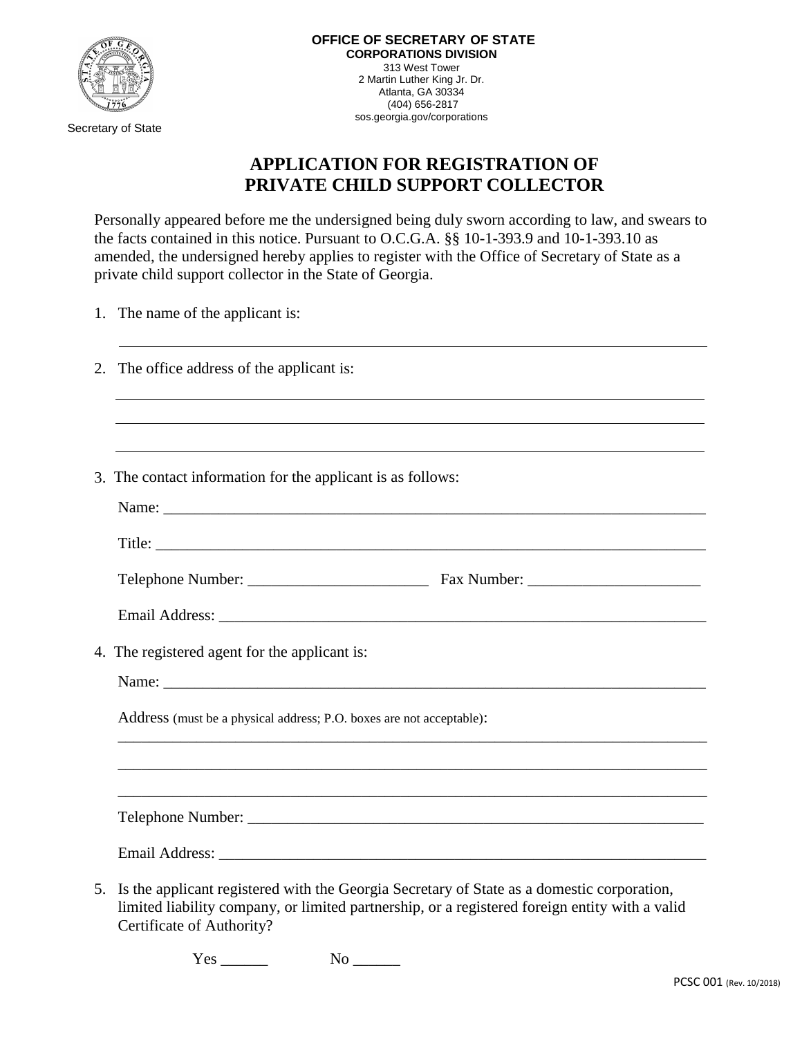Secretary of State

**OFFICE OF SECRETARY OF STATE**
**CORPORATIONS DIVISION**
313 West Tower
2 Martin Luther King Jr. Dr.
Atlanta, GA 30334
(404) 656-2817
sos.georgia.gov/corporations

# APPLICATION FOR REGISTRATION OF PRIVATE CHILD SUPPORT COLLECTOR

Personally appeared before me the undersigned being duly sworn according to law, and swears to the facts contained in this notice. Pursuant to O.C.G.A. §§ 10-1-393.9 and 10-1-393.10 as amended, the undersigned hereby applies to register with the Office of Secretary of State as a private child support collector in the State of Georgia.

1. The name of the applicant is:

   ______________________________________________________________________

2. The office address of the applicant is:

   ______________________________________________________________________

   ______________________________________________________________________

   ______________________________________________________________________

3. The contact information for the applicant is as follows:

   Name: ______________________________________________________________

   Title: _______________________________________________________________

   Telephone Number: _______________________ Fax Number: ______________________

   Email Address: _________________________________________________________

4. The registered agent for the applicant is:

   Name: ______________________________________________________________

   Address (must be a physical address; P.O. boxes are not acceptable):

   ______________________________________________________________________

   ______________________________________________________________________

   ______________________________________________________________________

   Telephone Number: ______________________________________________________

   Email Address: _________________________________________________________

5. Is the applicant registered with the Georgia Secretary of State as a domestic corporation, limited liability company, or limited partnership, or a registered foreign entity with a valid Certificate of Authority?

   Yes ______ No ______

PCSC 001 (Rev. 10/2018)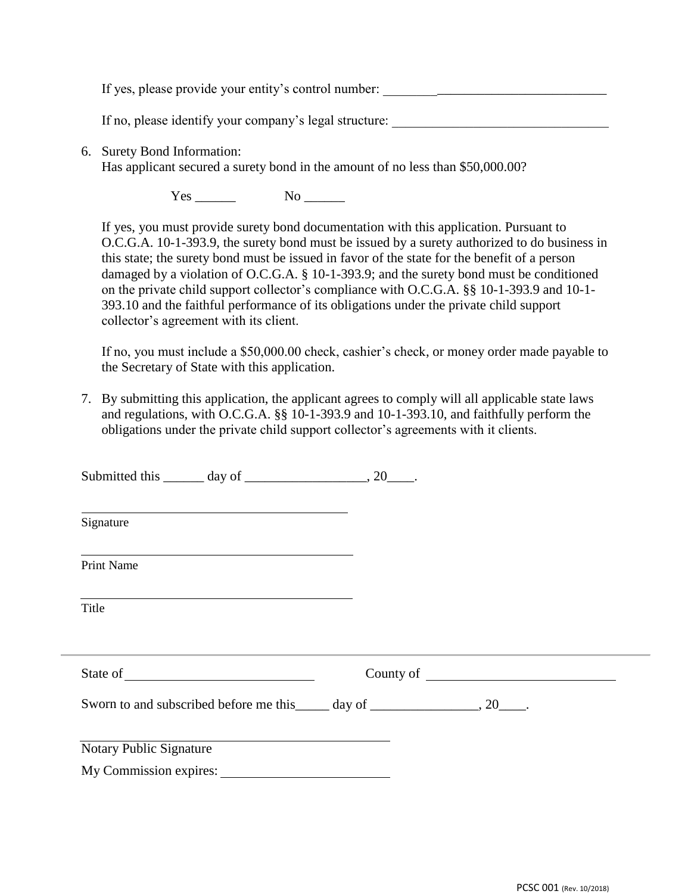If yes, please provide your entity's control number: ___________________________________

If no, please identify your company's legal structure: ___________________________________

6. Surety Bond Information:
   Has applicant secured a surety bond in the amount of no less than $50,000.00?

   Yes ______ No ______

   If yes, you must provide surety bond documentation with this application. Pursuant to O.C.G.A. 10-1-393.9, the surety bond must be issued by a surety authorized to do business in this state; the surety bond must be issued in favor of the state for the benefit of a person damaged by a violation of O.C.G.A. § 10-1-393.9; and the surety bond must be conditioned on the private child support collector's compliance with O.C.G.A. §§ 10-1-393.9 and 10-1-393.10 and the faithful performance of its obligations under the private child support collector's agreement with its client.

   If no, you must include a $50,000.00 check, cashier's check, or money order made payable to the Secretary of State with this application.

7. By submitting this application, the applicant agrees to comply will all applicable state laws and regulations, with O.C.G.A. §§ 10-1-393.9 and 10-1-393.10, and faithfully perform the obligations under the private child support collector's agreements with it clients.

Submitted this ______ day of __________________, 20____.

___________________________________
Signature

___________________________________
Print Name

___________________________________
Title

---

State of ___________________________ County of ___________________________

Sworn to and subscribed before me this_____ day of ________________, 20____.

___________________________________
Notary Public Signature

My Commission expires: ___________________________

PCSC 001 (Rev. 10/2018)